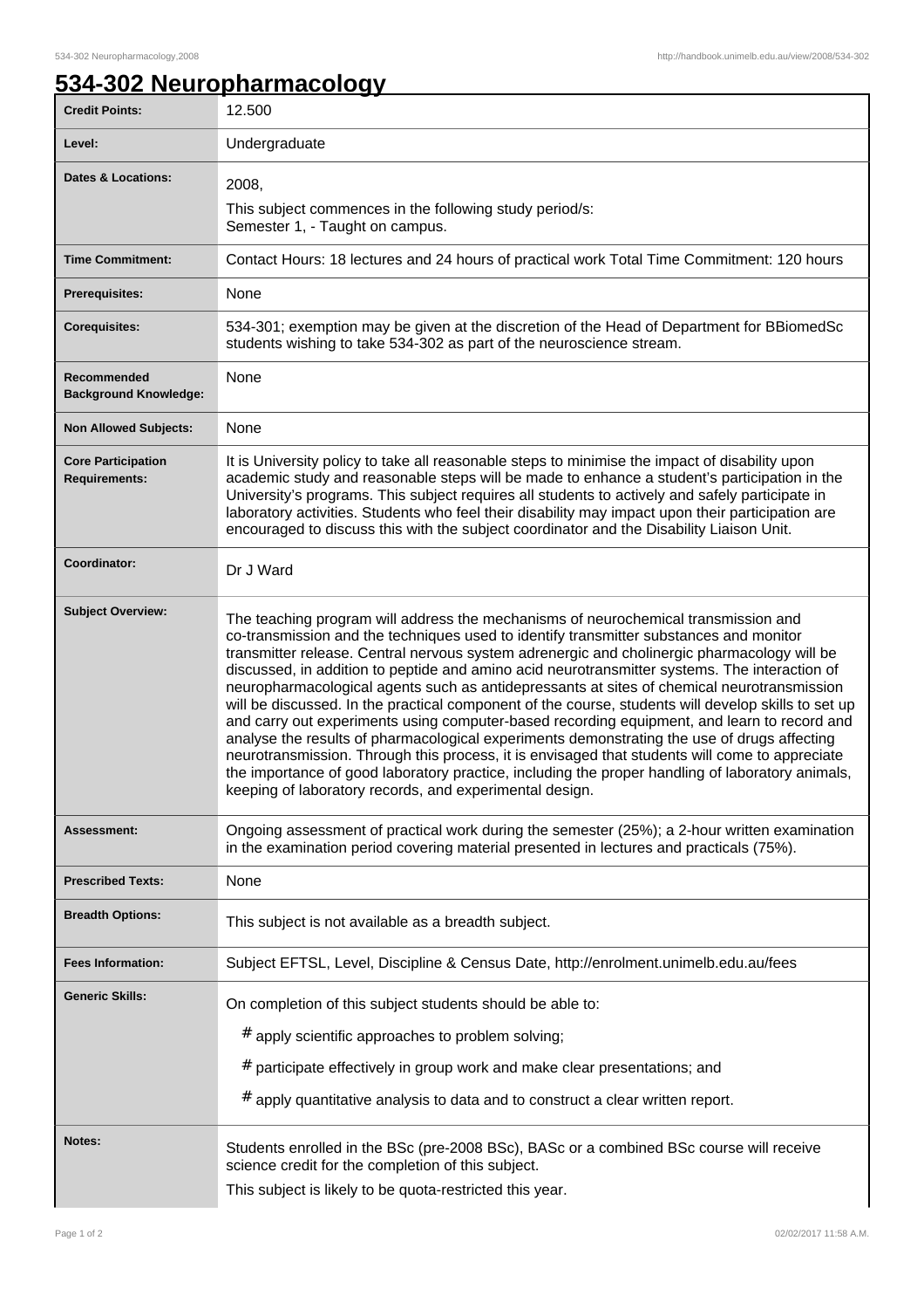# 534-302 Neuropharmacology

| Credit Points: | 12.500 |
| --- | --- |
| Level: | Undergraduate |
| Dates & Locations: | 2008,<br>This subject commences in the following study period/s:<br>Semester 1, - Taught on campus. |
| Time Commitment: | Contact Hours: 18 lectures and 24 hours of practical work Total Time Commitment: 120 hours |
| Prerequisites: | None |
| Corequisites: | 534-301; exemption may be given at the discretion of the Head of Department for BBiomedSc students wishing to take 534-302 as part of the neuroscience stream. |
| Recommended Background Knowledge: | None |
| Non Allowed Subjects: | None |
| Core Participation Requirements: | It is University policy to take all reasonable steps to minimise the impact of disability upon academic study and reasonable steps will be made to enhance a student's participation in the University's programs. This subject requires all students to actively and safely participate in laboratory activities. Students who feel their disability may impact upon their participation are encouraged to discuss this with the subject coordinator and the Disability Liaison Unit. |
| Coordinator: | Dr J Ward |
| Subject Overview: | The teaching program will address the mechanisms of neurochemical transmission and co-transmission and the techniques used to identify transmitter substances and monitor transmitter release. Central nervous system adrenergic and cholinergic pharmacology will be discussed, in addition to peptide and amino acid neurotransmitter systems. The interaction of neuropharmacological agents such as antidepressants at sites of chemical neurotransmission will be discussed. In the practical component of the course, students will develop skills to set up and carry out experiments using computer-based recording equipment, and learn to record and analyse the results of pharmacological experiments demonstrating the use of drugs affecting neurotransmission. Through this process, it is envisaged that students will come to appreciate the importance of good laboratory practice, including the proper handling of laboratory animals, keeping of laboratory records, and experimental design. |
| Assessment: | Ongoing assessment of practical work during the semester (25%); a 2-hour written examination in the examination period covering material presented in lectures and practicals (75%). |
| Prescribed Texts: | None |
| Breadth Options: | This subject is not available as a breadth subject. |
| Fees Information: | Subject EFTSL, Level, Discipline & Census Date, http://enrolment.unimelb.edu.au/fees |
| Generic Skills: | On completion of this subject students should be able to:<br># apply scientific approaches to problem solving;<br># participate effectively in group work and make clear presentations; and<br># apply quantitative analysis to data and to construct a clear written report. |
| Notes: | Students enrolled in the BSc (pre-2008 BSc), BASc or a combined BSc course will receive science credit for the completion of this subject.<br>This subject is likely to be quota-restricted this year. |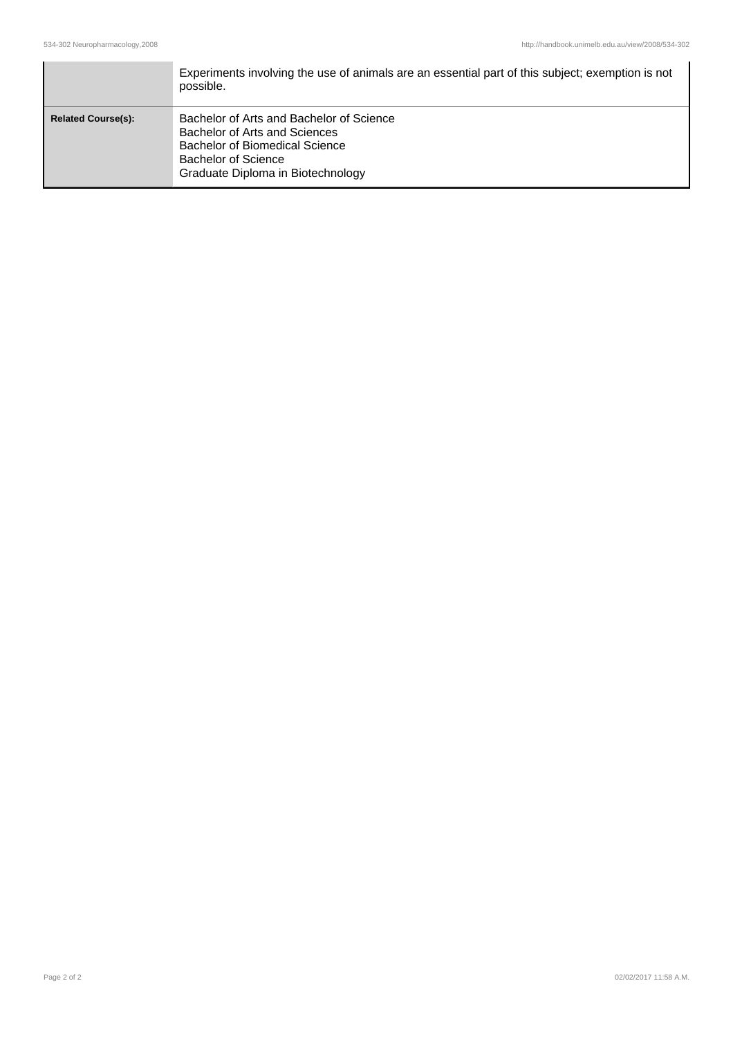| | |
|---|---|
| | Experiments involving the use of animals are an essential part of this subject; exemption is not possible. |
| **Related Course(s):** | Bachelor of Arts and Bachelor of Science<br>Bachelor of Arts and Sciences<br>Bachelor of Biomedical Science<br>Bachelor of Science<br>Graduate Diploma in Biotechnology |